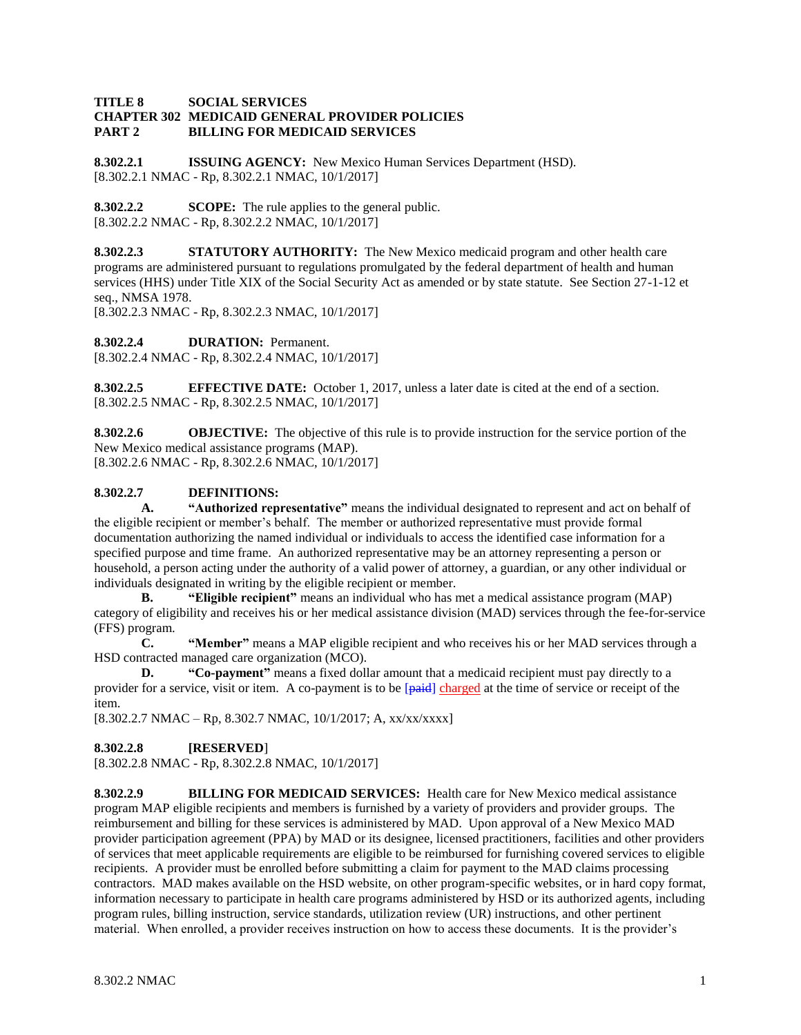**TITLE 8 SOCIAL SERVICES**
**CHAPTER 302 MEDICAID GENERAL PROVIDER POLICIES**
**PART 2 BILLING FOR MEDICAID SERVICES**

**8.302.2.1 ISSUING AGENCY:** New Mexico Human Services Department (HSD).
[8.302.2.1 NMAC - Rp, 8.302.2.1 NMAC, 10/1/2017]

**8.302.2.2 SCOPE:** The rule applies to the general public.
[8.302.2.2 NMAC - Rp, 8.302.2.2 NMAC, 10/1/2017]

**8.302.2.3 STATUTORY AUTHORITY:** The New Mexico medicaid program and other health care programs are administered pursuant to regulations promulgated by the federal department of health and human services (HHS) under Title XIX of the Social Security Act as amended or by state statute. See Section 27-1-12 et seq., NMSA 1978.
[8.302.2.3 NMAC - Rp, 8.302.2.3 NMAC, 10/1/2017]

**8.302.2.4 DURATION:** Permanent.
[8.302.2.4 NMAC - Rp, 8.302.2.4 NMAC, 10/1/2017]

**8.302.2.5 EFFECTIVE DATE:** October 1, 2017, unless a later date is cited at the end of a section.
[8.302.2.5 NMAC - Rp, 8.302.2.5 NMAC, 10/1/2017]

**8.302.2.6 OBJECTIVE:** The objective of this rule is to provide instruction for the service portion of the New Mexico medical assistance programs (MAP).
[8.302.2.6 NMAC - Rp, 8.302.2.6 NMAC, 10/1/2017]

**8.302.2.7 DEFINITIONS:**

**A. "Authorized representative"** means the individual designated to represent and act on behalf of the eligible recipient or member's behalf. The member or authorized representative must provide formal documentation authorizing the named individual or individuals to access the identified case information for a specified purpose and time frame. An authorized representative may be an attorney representing a person or household, a person acting under the authority of a valid power of attorney, a guardian, or any other individual or individuals designated in writing by the eligible recipient or member.

**B. "Eligible recipient"** means an individual who has met a medical assistance program (MAP) category of eligibility and receives his or her medical assistance division (MAD) services through the fee-for-service (FFS) program.

**C. "Member"** means a MAP eligible recipient and who receives his or her MAD services through a HSD contracted managed care organization (MCO).

**D. "Co-payment"** means a fixed dollar amount that a medicaid recipient must pay directly to a provider for a service, visit or item. A co-payment is to be [~~paid~~] charged at the time of service or receipt of the item.

[8.302.2.7 NMAC – Rp, 8.302.7 NMAC, 10/1/2017; A, xx/xx/xxxx]

**8.302.2.8 [RESERVED]**
[8.302.2.8 NMAC - Rp, 8.302.2.8 NMAC, 10/1/2017]

**8.302.2.9 BILLING FOR MEDICAID SERVICES:** Health care for New Mexico medical assistance program MAP eligible recipients and members is furnished by a variety of providers and provider groups. The reimbursement and billing for these services is administered by MAD. Upon approval of a New Mexico MAD provider participation agreement (PPA) by MAD or its designee, licensed practitioners, facilities and other providers of services that meet applicable requirements are eligible to be reimbursed for furnishing covered services to eligible recipients. A provider must be enrolled before submitting a claim for payment to the MAD claims processing contractors. MAD makes available on the HSD website, on other program-specific websites, or in hard copy format, information necessary to participate in health care programs administered by HSD or its authorized agents, including program rules, billing instruction, service standards, utilization review (UR) instructions, and other pertinent material. When enrolled, a provider receives instruction on how to access these documents. It is the provider's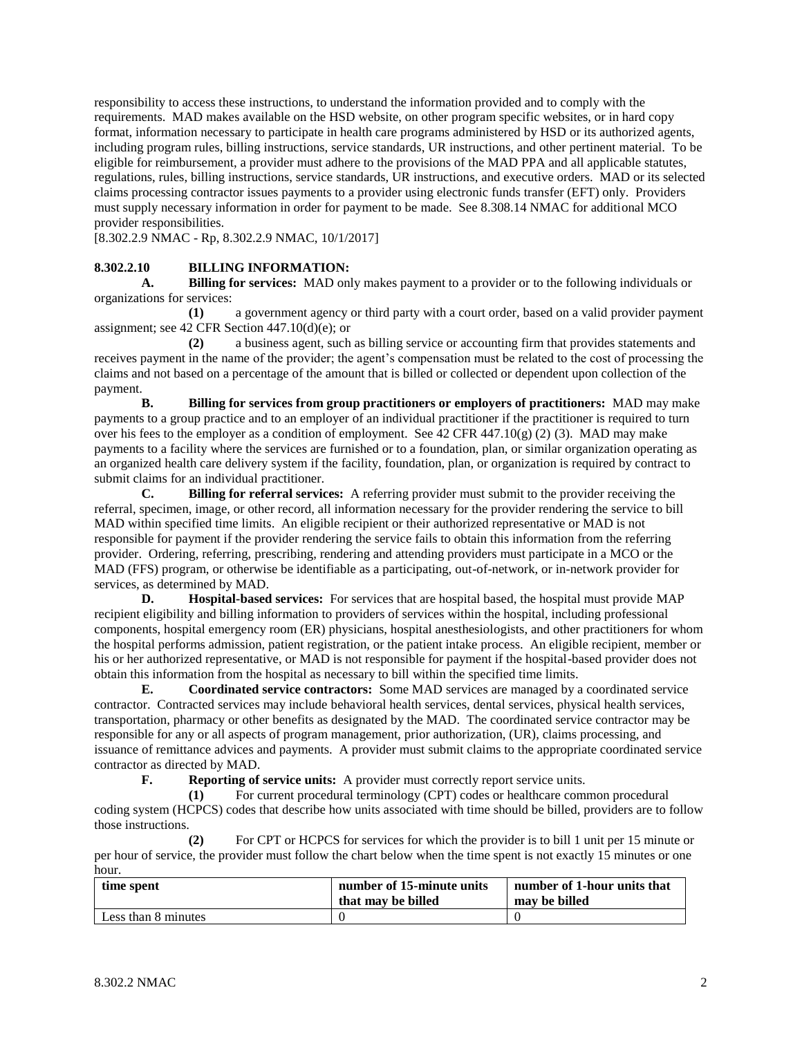responsibility to access these instructions, to understand the information provided and to comply with the requirements. MAD makes available on the HSD website, on other program specific websites, or in hard copy format, information necessary to participate in health care programs administered by HSD or its authorized agents, including program rules, billing instructions, service standards, UR instructions, and other pertinent material. To be eligible for reimbursement, a provider must adhere to the provisions of the MAD PPA and all applicable statutes, regulations, rules, billing instructions, service standards, UR instructions, and executive orders. MAD or its selected claims processing contractor issues payments to a provider using electronic funds transfer (EFT) only. Providers must supply necessary information in order for payment to be made. See 8.308.14 NMAC for additional MCO provider responsibilities.

[8.302.2.9 NMAC - Rp, 8.302.2.9 NMAC, 10/1/2017]

**8.302.2.10 BILLING INFORMATION:**

**A. Billing for services:** MAD only makes payment to a provider or to the following individuals or organizations for services:

**(1)** a government agency or third party with a court order, based on a valid provider payment assignment; see 42 CFR Section 447.10(d)(e); or

**(2)** a business agent, such as billing service or accounting firm that provides statements and receives payment in the name of the provider; the agent's compensation must be related to the cost of processing the claims and not based on a percentage of the amount that is billed or collected or dependent upon collection of the payment.

**B. Billing for services from group practitioners or employers of practitioners:** MAD may make payments to a group practice and to an employer of an individual practitioner if the practitioner is required to turn over his fees to the employer as a condition of employment. See 42 CFR 447.10(g) (2) (3). MAD may make payments to a facility where the services are furnished or to a foundation, plan, or similar organization operating as an organized health care delivery system if the facility, foundation, plan, or organization is required by contract to submit claims for an individual practitioner.

**C. Billing for referral services:** A referring provider must submit to the provider receiving the referral, specimen, image, or other record, all information necessary for the provider rendering the service to bill MAD within specified time limits. An eligible recipient or their authorized representative or MAD is not responsible for payment if the provider rendering the service fails to obtain this information from the referring provider. Ordering, referring, prescribing, rendering and attending providers must participate in a MCO or the MAD (FFS) program, or otherwise be identifiable as a participating, out-of-network, or in-network provider for services, as determined by MAD.

**D. Hospital-based services:** For services that are hospital based, the hospital must provide MAP recipient eligibility and billing information to providers of services within the hospital, including professional components, hospital emergency room (ER) physicians, hospital anesthesiologists, and other practitioners for whom the hospital performs admission, patient registration, or the patient intake process. An eligible recipient, member or his or her authorized representative, or MAD is not responsible for payment if the hospital-based provider does not obtain this information from the hospital as necessary to bill within the specified time limits.

**E. Coordinated service contractors:** Some MAD services are managed by a coordinated service contractor. Contracted services may include behavioral health services, dental services, physical health services, transportation, pharmacy or other benefits as designated by the MAD. The coordinated service contractor may be responsible for any or all aspects of program management, prior authorization, (UR), claims processing, and issuance of remittance advices and payments. A provider must submit claims to the appropriate coordinated service contractor as directed by MAD.

**F. Reporting of service units:** A provider must correctly report service units.

**(1)** For current procedural terminology (CPT) codes or healthcare common procedural coding system (HCPCS) codes that describe how units associated with time should be billed, providers are to follow those instructions.

**(2)** For CPT or HCPCS for services for which the provider is to bill 1 unit per 15 minute or per hour of service, the provider must follow the chart below when the time spent is not exactly 15 minutes or one hour.

| time spent | number of 15-minute units that may be billed | number of 1-hour units that may be billed |
|---|---|---|
| Less than 8 minutes | 0 | 0 |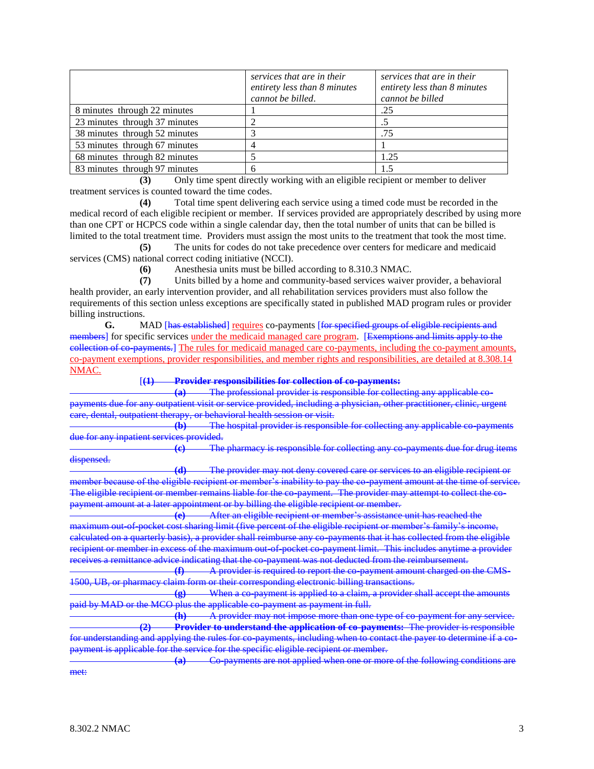| | *services that are in their entirety less than 8 minutes cannot be billed.* | *services that are in their entirety less than 8 minutes cannot be billed* |
|---|---|---|
| 8 minutes through 22 minutes | 1 | .25 |
| 23 minutes through 37 minutes | 2 | .5 |
| 38 minutes through 52 minutes | 3 | .75 |
| 53 minutes through 67 minutes | 4 | 1 |
| 68 minutes through 82 minutes | 5 | 1.25 |
| 83 minutes through 97 minutes | 6 | 1.5 |

**(3)** Only time spent directly working with an eligible recipient or member to deliver treatment services is counted toward the time codes.

**(4)** Total time spent delivering each service using a timed code must be recorded in the medical record of each eligible recipient or member. If services provided are appropriately described by using more than one CPT or HCPCS code within a single calendar day, then the total number of units that can be billed is limited to the total treatment time. Providers must assign the most units to the treatment that took the most time.

**(5)** The units for codes do not take precedence over centers for medicare and medicaid services (CMS) national correct coding initiative (NCCI).

**(6)** Anesthesia units must be billed according to 8.310.3 NMAC.

**(7)** Units billed by a home and community-based services waiver provider, a behavioral health provider, an early intervention provider, and all rehabilitation services providers must also follow the requirements of this section unless exceptions are specifically stated in published MAD program rules or provider billing instructions.

**G.** MAD [~~has established~~] requires co-payments [~~for specified groups of eligible recipients and members~~] for specific services under the medicaid managed care program. [~~Exemptions and limits apply to the collection of co-payments.~~] The rules for medicaid managed care co-payments, including the co-payment amounts, co-payment exemptions, provider responsibilities, and member rights and responsibilities, are detailed at 8.308.14 NMAC.

[~~**(1)** **Provider responsibilities for collection of co-payments:**~~

~~**(a)** The professional provider is responsible for collecting any applicable co-payments due for any outpatient visit or service provided, including a physician, other practitioner, clinic, urgent care, dental, outpatient therapy, or behavioral health session or visit.~~

~~**(b)** The hospital provider is responsible for collecting any applicable co-payments due for any inpatient services provided.~~

~~**(c)** The pharmacy is responsible for collecting any co-payments due for drug items dispensed.~~

~~**(d)** The provider may not deny covered care or services to an eligible recipient or member because of the eligible recipient or member's inability to pay the co-payment amount at the time of service. The eligible recipient or member remains liable for the co-payment. The provider may attempt to collect the co-payment amount at a later appointment or by billing the eligible recipient or member.~~

~~**(e)** After an eligible recipient or member's assistance unit has reached the maximum out-of-pocket cost sharing limit (five percent of the eligible recipient or member's family's income, calculated on a quarterly basis), a provider shall reimburse any co-payments that it has collected from the eligible recipient or member in excess of the maximum out-of-pocket co-payment limit. This includes anytime a provider receives a remittance advice indicating that the co-payment was not deducted from the reimbursement.~~

~~**(f)** A provider is required to report the co-payment amount charged on the CMS-1500, UB, or pharmacy claim form or their corresponding electronic billing transactions.~~

~~**(g)** When a co-payment is applied to a claim, a provider shall accept the amounts paid by MAD or the MCO plus the applicable co-payment as payment in full.~~

~~**(h)** A provider may not impose more than one type of co-payment for any service.~~

~~**(2)** **Provider to understand the application of co-payments:** The provider is responsible for understanding and applying the rules for co-payments, including when to contact the payer to determine if a co-payment is applicable for the service for the specific eligible recipient or member.~~

~~**(a)** Co-payments are not applied when one or more of the following conditions are met:~~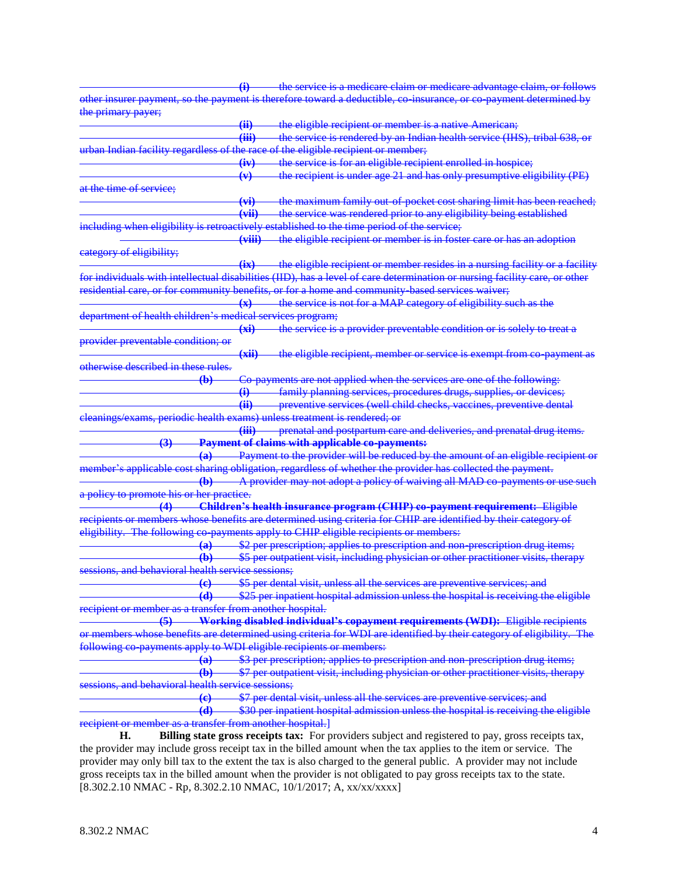~~(i) the service is a medicare claim or medicare advantage claim, or follows other insurer payment, so the payment is therefore toward a deductible, co-insurance, or co-payment determined by the primary payer;~~

~~(ii) the eligible recipient or member is a native American;~~

~~(iii) the service is rendered by an Indian health service (IHS), tribal 638, or urban Indian facility regardless of the race of the eligible recipient or member;~~

~~(iv) the service is for an eligible recipient enrolled in hospice;~~

~~(v) the recipient is under age 21 and has only presumptive eligibility (PE) at the time of service;~~

~~(vi) the maximum family out-of-pocket cost sharing limit has been reached;~~

~~(vii) the service was rendered prior to any eligibility being established including when eligibility is retroactively established to the time period of the service;~~

~~(viii) the eligible recipient or member is in foster care or has an adoption category of eligibility;~~

~~(ix) the eligible recipient or member resides in a nursing facility or a facility for individuals with intellectual disabilities (IID), has a level of care determination or nursing facility care, or other residential care, or for community benefits, or for a home and community-based services waiver;~~

~~(x) the service is not for a MAP category of eligibility such as the department of health children's medical services program;~~

~~(xi) the service is a provider preventable condition or is solely to treat a provider preventable condition; or~~

~~(xii) the eligible recipient, member or service is exempt from co-payment as otherwise described in these rules.~~

~~**(b)** Co-payments are not applied when the services are one of the following:~~

~~(i) family planning services, procedures drugs, supplies, or devices;~~

~~(ii) preventive services (well child checks, vaccines, preventive dental cleanings/exams, periodic health exams) unless treatment is rendered; or~~

~~(iii) prenatal and postpartum care and deliveries, and prenatal drug items.~~

~~**(3) Payment of claims with applicable co-payments:**~~

~~**(a)** Payment to the provider will be reduced by the amount of an eligible recipient or member's applicable cost sharing obligation, regardless of whether the provider has collected the payment.~~

~~**(b)** A provider may not adopt a policy of waiving all MAD co-payments or use such a policy to promote his or her practice.~~

~~**(4) Children's health insurance program (CHIP) co-payment requirement:** Eligible recipients or members whose benefits are determined using criteria for CHIP are identified by their category of eligibility. The following co-payments apply to CHIP eligible recipients or members:~~

~~**(a)** $2 per prescription; applies to prescription and non-prescription drug items;~~

~~**(b)** $5 per outpatient visit, including physician or other practitioner visits, therapy sessions, and behavioral health service sessions;~~

~~**(c)** $5 per dental visit, unless all the services are preventive services; and~~

~~**(d)** $25 per inpatient hospital admission unless the hospital is receiving the eligible recipient or member as a transfer from another hospital.~~

~~**(5) Working disabled individual's copayment requirements (WDI):** Eligible recipients or members whose benefits are determined using criteria for WDI are identified by their category of eligibility. The following co-payments apply to WDI eligible recipients or members:~~

~~**(a)** $3 per prescription; applies to prescription and non-prescription drug items;~~

~~**(b)** $7 per outpatient visit, including physician or other practitioner visits, therapy sessions, and behavioral health service sessions;~~

~~**(c)** $7 per dental visit, unless all the services are preventive services; and~~

~~**(d)** $30 per inpatient hospital admission unless the hospital is receiving the eligible recipient or member as a transfer from another hospital.]~~

**H. Billing state gross receipts tax:** For providers subject and registered to pay, gross receipts tax, the provider may include gross receipt tax in the billed amount when the tax applies to the item or service. The provider may only bill tax to the extent the tax is also charged to the general public. A provider may not include gross receipts tax in the billed amount when the provider is not obligated to pay gross receipts tax to the state.
[8.302.2.10 NMAC - Rp, 8.302.2.10 NMAC, 10/1/2017; A, xx/xx/xxxx]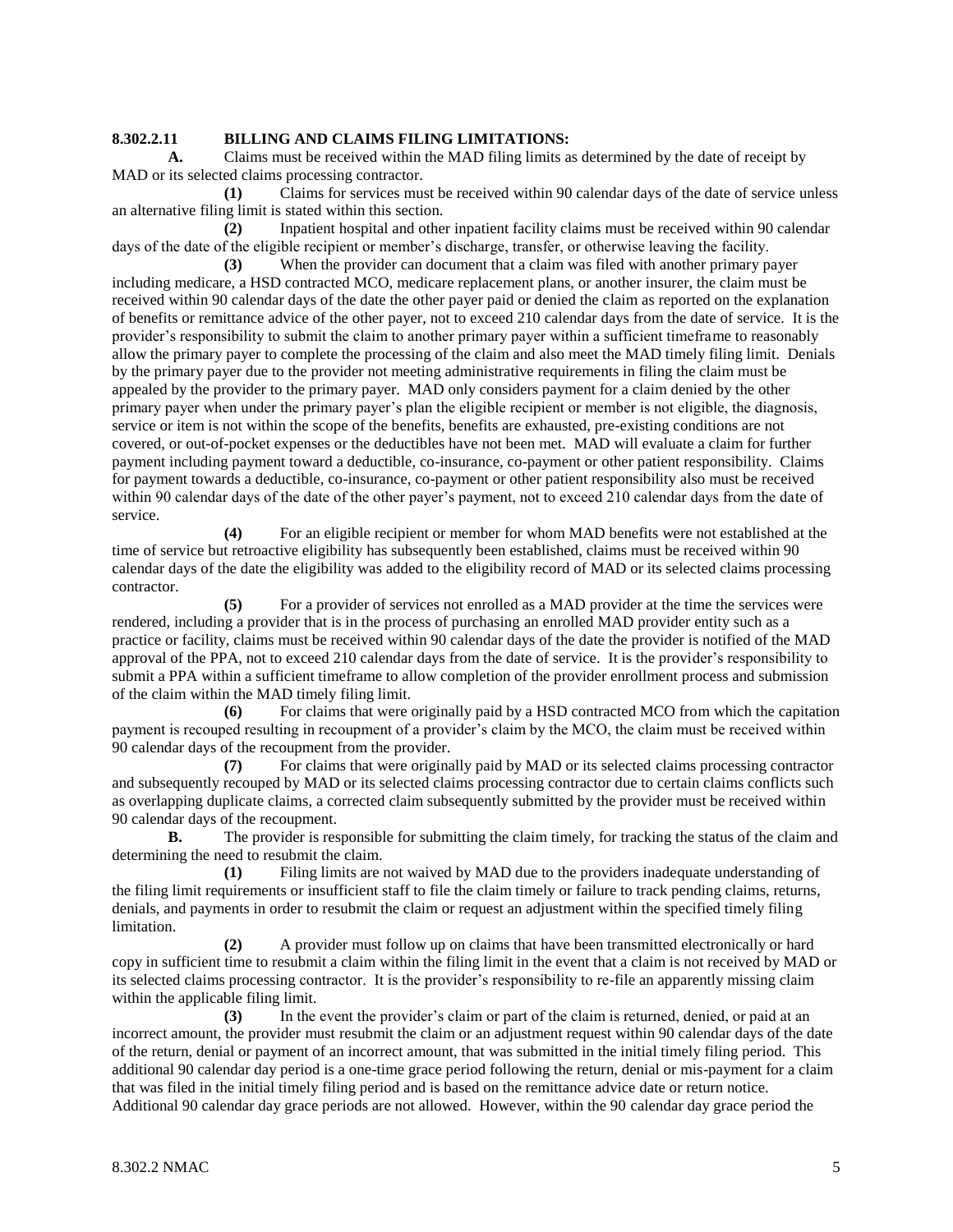**8.302.2.11 BILLING AND CLAIMS FILING LIMITATIONS:**

**A.** Claims must be received within the MAD filing limits as determined by the date of receipt by MAD or its selected claims processing contractor.

**(1)** Claims for services must be received within 90 calendar days of the date of service unless an alternative filing limit is stated within this section.

**(2)** Inpatient hospital and other inpatient facility claims must be received within 90 calendar days of the date of the eligible recipient or member's discharge, transfer, or otherwise leaving the facility.

**(3)** When the provider can document that a claim was filed with another primary payer including medicare, a HSD contracted MCO, medicare replacement plans, or another insurer, the claim must be received within 90 calendar days of the date the other payer paid or denied the claim as reported on the explanation of benefits or remittance advice of the other payer, not to exceed 210 calendar days from the date of service. It is the provider's responsibility to submit the claim to another primary payer within a sufficient timeframe to reasonably allow the primary payer to complete the processing of the claim and also meet the MAD timely filing limit. Denials by the primary payer due to the provider not meeting administrative requirements in filing the claim must be appealed by the provider to the primary payer. MAD only considers payment for a claim denied by the other primary payer when under the primary payer's plan the eligible recipient or member is not eligible, the diagnosis, service or item is not within the scope of the benefits, benefits are exhausted, pre-existing conditions are not covered, or out-of-pocket expenses or the deductibles have not been met. MAD will evaluate a claim for further payment including payment toward a deductible, co-insurance, co-payment or other patient responsibility. Claims for payment towards a deductible, co-insurance, co-payment or other patient responsibility also must be received within 90 calendar days of the date of the other payer's payment, not to exceed 210 calendar days from the date of service.

**(4)** For an eligible recipient or member for whom MAD benefits were not established at the time of service but retroactive eligibility has subsequently been established, claims must be received within 90 calendar days of the date the eligibility was added to the eligibility record of MAD or its selected claims processing contractor.

**(5)** For a provider of services not enrolled as a MAD provider at the time the services were rendered, including a provider that is in the process of purchasing an enrolled MAD provider entity such as a practice or facility, claims must be received within 90 calendar days of the date the provider is notified of the MAD approval of the PPA, not to exceed 210 calendar days from the date of service. It is the provider's responsibility to submit a PPA within a sufficient timeframe to allow completion of the provider enrollment process and submission of the claim within the MAD timely filing limit.

**(6)** For claims that were originally paid by a HSD contracted MCO from which the capitation payment is recouped resulting in recoupment of a provider's claim by the MCO, the claim must be received within 90 calendar days of the recoupment from the provider.

**(7)** For claims that were originally paid by MAD or its selected claims processing contractor and subsequently recouped by MAD or its selected claims processing contractor due to certain claims conflicts such as overlapping duplicate claims, a corrected claim subsequently submitted by the provider must be received within 90 calendar days of the recoupment.

**B.** The provider is responsible for submitting the claim timely, for tracking the status of the claim and determining the need to resubmit the claim.

**(1)** Filing limits are not waived by MAD due to the providers inadequate understanding of the filing limit requirements or insufficient staff to file the claim timely or failure to track pending claims, returns, denials, and payments in order to resubmit the claim or request an adjustment within the specified timely filing limitation.

**(2)** A provider must follow up on claims that have been transmitted electronically or hard copy in sufficient time to resubmit a claim within the filing limit in the event that a claim is not received by MAD or its selected claims processing contractor. It is the provider's responsibility to re-file an apparently missing claim within the applicable filing limit.

**(3)** In the event the provider's claim or part of the claim is returned, denied, or paid at an incorrect amount, the provider must resubmit the claim or an adjustment request within 90 calendar days of the date of the return, denial or payment of an incorrect amount, that was submitted in the initial timely filing period. This additional 90 calendar day period is a one-time grace period following the return, denial or mis-payment for a claim that was filed in the initial timely filing period and is based on the remittance advice date or return notice. Additional 90 calendar day grace periods are not allowed. However, within the 90 calendar day grace period the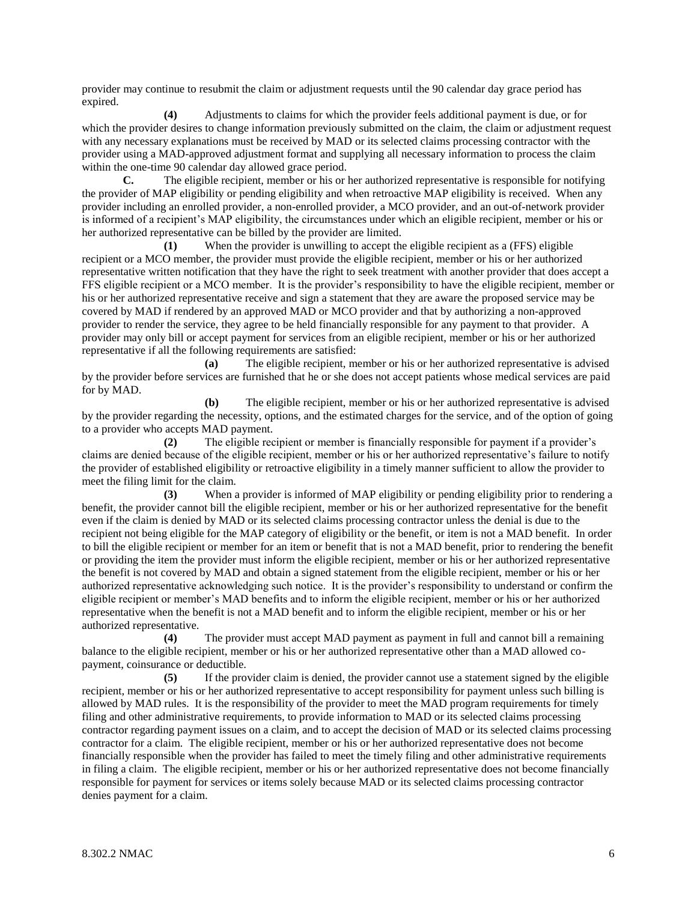provider may continue to resubmit the claim or adjustment requests until the 90 calendar day grace period has expired.

**(4)** Adjustments to claims for which the provider feels additional payment is due, or for which the provider desires to change information previously submitted on the claim, the claim or adjustment request with any necessary explanations must be received by MAD or its selected claims processing contractor with the provider using a MAD-approved adjustment format and supplying all necessary information to process the claim within the one-time 90 calendar day allowed grace period.

**C.** The eligible recipient, member or his or her authorized representative is responsible for notifying the provider of MAP eligibility or pending eligibility and when retroactive MAP eligibility is received. When any provider including an enrolled provider, a non-enrolled provider, a MCO provider, and an out-of-network provider is informed of a recipient's MAP eligibility, the circumstances under which an eligible recipient, member or his or her authorized representative can be billed by the provider are limited.

**(1)** When the provider is unwilling to accept the eligible recipient as a (FFS) eligible recipient or a MCO member, the provider must provide the eligible recipient, member or his or her authorized representative written notification that they have the right to seek treatment with another provider that does accept a FFS eligible recipient or a MCO member. It is the provider's responsibility to have the eligible recipient, member or his or her authorized representative receive and sign a statement that they are aware the proposed service may be covered by MAD if rendered by an approved MAD or MCO provider and that by authorizing a non-approved provider to render the service, they agree to be held financially responsible for any payment to that provider. A provider may only bill or accept payment for services from an eligible recipient, member or his or her authorized representative if all the following requirements are satisfied:

**(a)** The eligible recipient, member or his or her authorized representative is advised by the provider before services are furnished that he or she does not accept patients whose medical services are paid for by MAD.

**(b)** The eligible recipient, member or his or her authorized representative is advised by the provider regarding the necessity, options, and the estimated charges for the service, and of the option of going to a provider who accepts MAD payment.

**(2)** The eligible recipient or member is financially responsible for payment if a provider's claims are denied because of the eligible recipient, member or his or her authorized representative's failure to notify the provider of established eligibility or retroactive eligibility in a timely manner sufficient to allow the provider to meet the filing limit for the claim.

**(3)** When a provider is informed of MAP eligibility or pending eligibility prior to rendering a benefit, the provider cannot bill the eligible recipient, member or his or her authorized representative for the benefit even if the claim is denied by MAD or its selected claims processing contractor unless the denial is due to the recipient not being eligible for the MAP category of eligibility or the benefit, or item is not a MAD benefit. In order to bill the eligible recipient or member for an item or benefit that is not a MAD benefit, prior to rendering the benefit or providing the item the provider must inform the eligible recipient, member or his or her authorized representative the benefit is not covered by MAD and obtain a signed statement from the eligible recipient, member or his or her authorized representative acknowledging such notice. It is the provider's responsibility to understand or confirm the eligible recipient or member's MAD benefits and to inform the eligible recipient, member or his or her authorized representative when the benefit is not a MAD benefit and to inform the eligible recipient, member or his or her authorized representative.

**(4)** The provider must accept MAD payment as payment in full and cannot bill a remaining balance to the eligible recipient, member or his or her authorized representative other than a MAD allowed co-payment, coinsurance or deductible.

**(5)** If the provider claim is denied, the provider cannot use a statement signed by the eligible recipient, member or his or her authorized representative to accept responsibility for payment unless such billing is allowed by MAD rules. It is the responsibility of the provider to meet the MAD program requirements for timely filing and other administrative requirements, to provide information to MAD or its selected claims processing contractor regarding payment issues on a claim, and to accept the decision of MAD or its selected claims processing contractor for a claim. The eligible recipient, member or his or her authorized representative does not become financially responsible when the provider has failed to meet the timely filing and other administrative requirements in filing a claim. The eligible recipient, member or his or her authorized representative does not become financially responsible for payment for services or items solely because MAD or its selected claims processing contractor denies payment for a claim.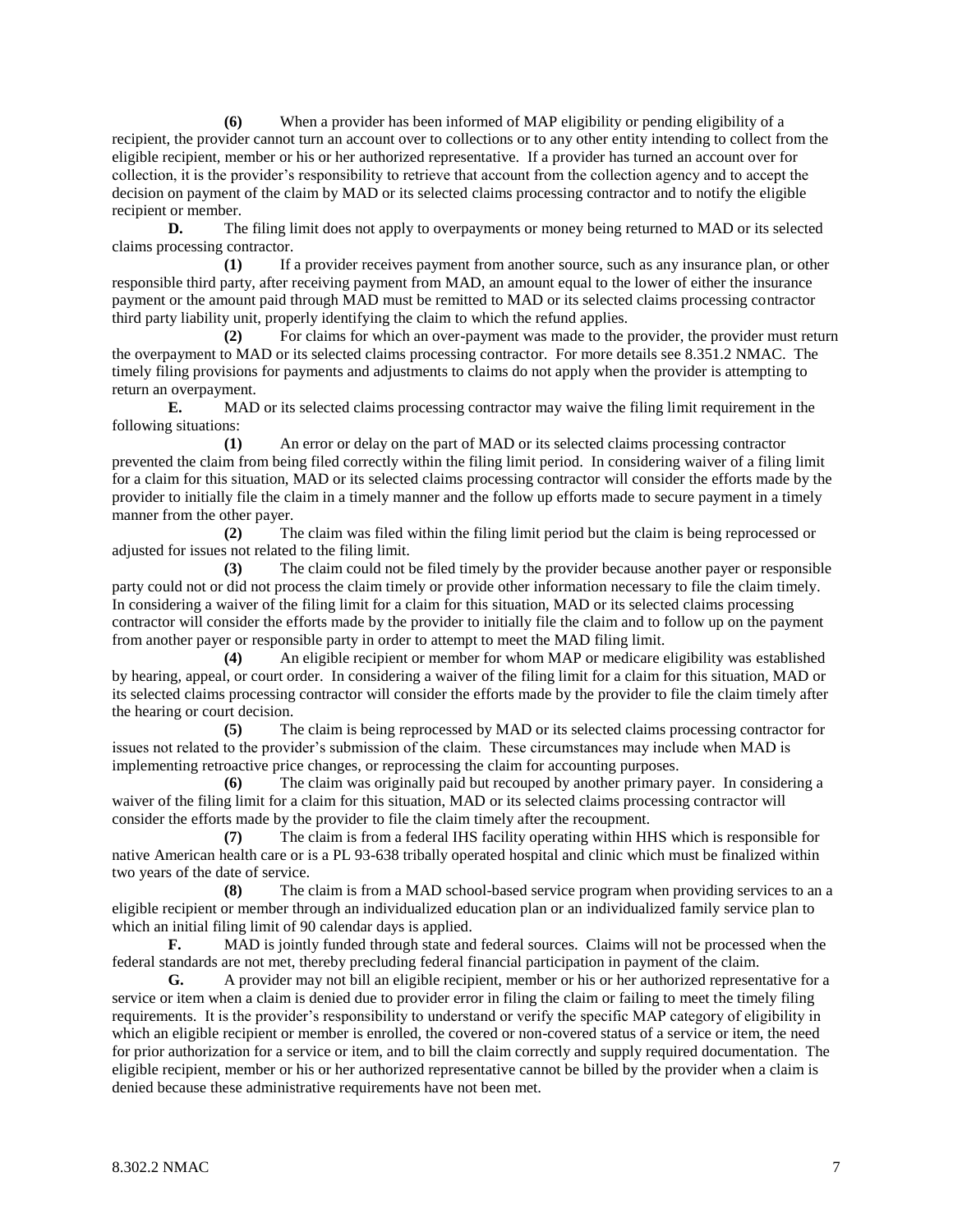**(6)** When a provider has been informed of MAP eligibility or pending eligibility of a recipient, the provider cannot turn an account over to collections or to any other entity intending to collect from the eligible recipient, member or his or her authorized representative. If a provider has turned an account over for collection, it is the provider's responsibility to retrieve that account from the collection agency and to accept the decision on payment of the claim by MAD or its selected claims processing contractor and to notify the eligible recipient or member.

**D.** The filing limit does not apply to overpayments or money being returned to MAD or its selected claims processing contractor.

**(1)** If a provider receives payment from another source, such as any insurance plan, or other responsible third party, after receiving payment from MAD, an amount equal to the lower of either the insurance payment or the amount paid through MAD must be remitted to MAD or its selected claims processing contractor third party liability unit, properly identifying the claim to which the refund applies.

**(2)** For claims for which an over-payment was made to the provider, the provider must return the overpayment to MAD or its selected claims processing contractor. For more details see 8.351.2 NMAC. The timely filing provisions for payments and adjustments to claims do not apply when the provider is attempting to return an overpayment.

**E.** MAD or its selected claims processing contractor may waive the filing limit requirement in the following situations:

**(1)** An error or delay on the part of MAD or its selected claims processing contractor prevented the claim from being filed correctly within the filing limit period. In considering waiver of a filing limit for a claim for this situation, MAD or its selected claims processing contractor will consider the efforts made by the provider to initially file the claim in a timely manner and the follow up efforts made to secure payment in a timely manner from the other payer.

**(2)** The claim was filed within the filing limit period but the claim is being reprocessed or adjusted for issues not related to the filing limit.

**(3)** The claim could not be filed timely by the provider because another payer or responsible party could not or did not process the claim timely or provide other information necessary to file the claim timely. In considering a waiver of the filing limit for a claim for this situation, MAD or its selected claims processing contractor will consider the efforts made by the provider to initially file the claim and to follow up on the payment from another payer or responsible party in order to attempt to meet the MAD filing limit.

**(4)** An eligible recipient or member for whom MAP or medicare eligibility was established by hearing, appeal, or court order. In considering a waiver of the filing limit for a claim for this situation, MAD or its selected claims processing contractor will consider the efforts made by the provider to file the claim timely after the hearing or court decision.

**(5)** The claim is being reprocessed by MAD or its selected claims processing contractor for issues not related to the provider's submission of the claim. These circumstances may include when MAD is implementing retroactive price changes, or reprocessing the claim for accounting purposes.

**(6)** The claim was originally paid but recouped by another primary payer. In considering a waiver of the filing limit for a claim for this situation, MAD or its selected claims processing contractor will consider the efforts made by the provider to file the claim timely after the recoupment.

**(7)** The claim is from a federal IHS facility operating within HHS which is responsible for native American health care or is a PL 93-638 tribally operated hospital and clinic which must be finalized within two years of the date of service.

**(8)** The claim is from a MAD school-based service program when providing services to an a eligible recipient or member through an individualized education plan or an individualized family service plan to which an initial filing limit of 90 calendar days is applied.

**F.** MAD is jointly funded through state and federal sources. Claims will not be processed when the federal standards are not met, thereby precluding federal financial participation in payment of the claim.

**G.** A provider may not bill an eligible recipient, member or his or her authorized representative for a service or item when a claim is denied due to provider error in filing the claim or failing to meet the timely filing requirements. It is the provider's responsibility to understand or verify the specific MAP category of eligibility in which an eligible recipient or member is enrolled, the covered or non-covered status of a service or item, the need for prior authorization for a service or item, and to bill the claim correctly and supply required documentation. The eligible recipient, member or his or her authorized representative cannot be billed by the provider when a claim is denied because these administrative requirements have not been met.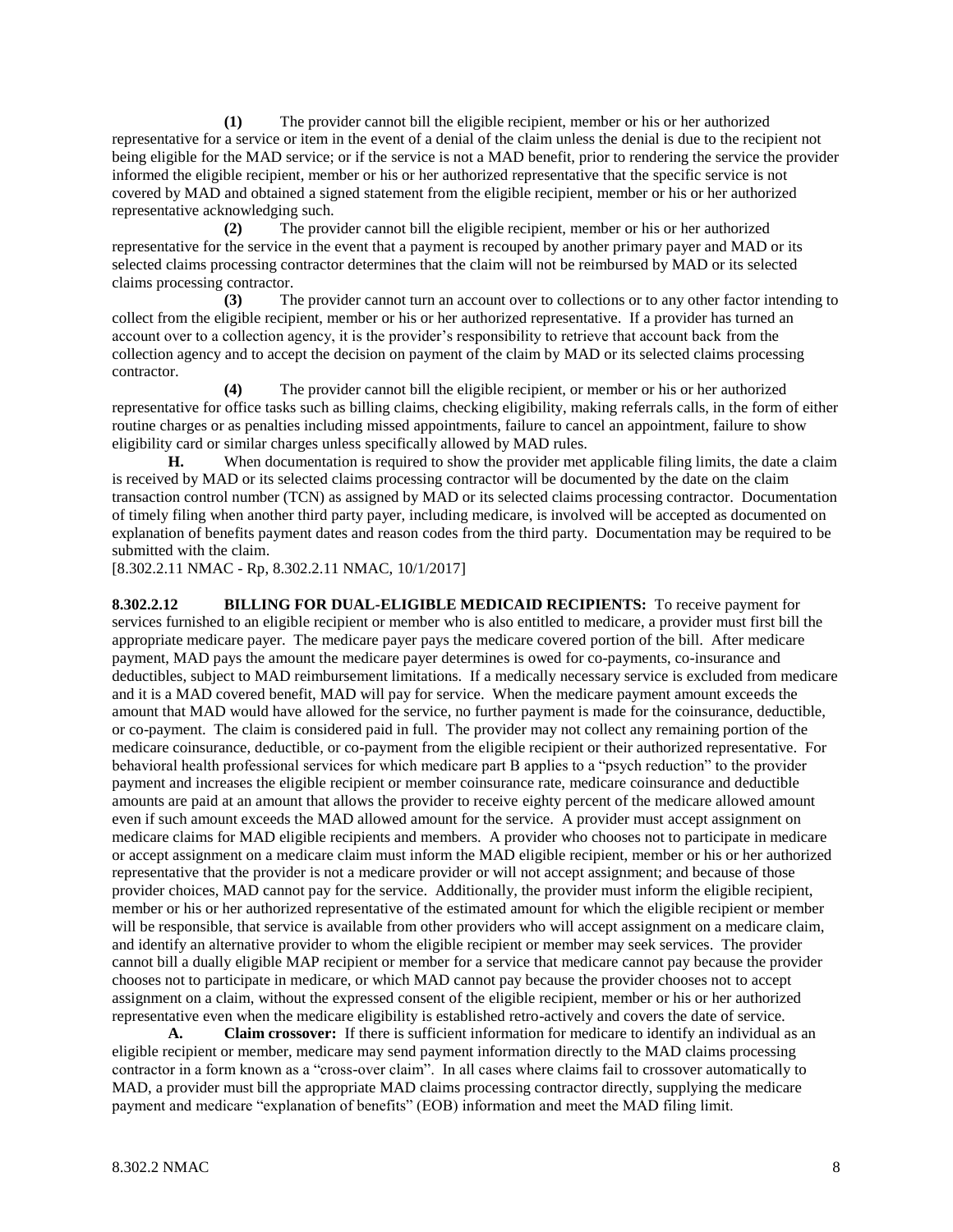**(1)** The provider cannot bill the eligible recipient, member or his or her authorized representative for a service or item in the event of a denial of the claim unless the denial is due to the recipient not being eligible for the MAD service; or if the service is not a MAD benefit, prior to rendering the service the provider informed the eligible recipient, member or his or her authorized representative that the specific service is not covered by MAD and obtained a signed statement from the eligible recipient, member or his or her authorized representative acknowledging such.

**(2)** The provider cannot bill the eligible recipient, member or his or her authorized representative for the service in the event that a payment is recouped by another primary payer and MAD or its selected claims processing contractor determines that the claim will not be reimbursed by MAD or its selected claims processing contractor.

**(3)** The provider cannot turn an account over to collections or to any other factor intending to collect from the eligible recipient, member or his or her authorized representative. If a provider has turned an account over to a collection agency, it is the provider's responsibility to retrieve that account back from the collection agency and to accept the decision on payment of the claim by MAD or its selected claims processing contractor.

**(4)** The provider cannot bill the eligible recipient, or member or his or her authorized representative for office tasks such as billing claims, checking eligibility, making referrals calls, in the form of either routine charges or as penalties including missed appointments, failure to cancel an appointment, failure to show eligibility card or similar charges unless specifically allowed by MAD rules.

**H.** When documentation is required to show the provider met applicable filing limits, the date a claim is received by MAD or its selected claims processing contractor will be documented by the date on the claim transaction control number (TCN) as assigned by MAD or its selected claims processing contractor. Documentation of timely filing when another third party payer, including medicare, is involved will be accepted as documented on explanation of benefits payment dates and reason codes from the third party. Documentation may be required to be submitted with the claim.

[8.302.2.11 NMAC - Rp, 8.302.2.11 NMAC, 10/1/2017]

**8.302.2.12 BILLING FOR DUAL-ELIGIBLE MEDICAID RECIPIENTS:** To receive payment for services furnished to an eligible recipient or member who is also entitled to medicare, a provider must first bill the appropriate medicare payer. The medicare payer pays the medicare covered portion of the bill. After medicare payment, MAD pays the amount the medicare payer determines is owed for co-payments, co-insurance and deductibles, subject to MAD reimbursement limitations. If a medically necessary service is excluded from medicare and it is a MAD covered benefit, MAD will pay for service. When the medicare payment amount exceeds the amount that MAD would have allowed for the service, no further payment is made for the coinsurance, deductible, or co-payment. The claim is considered paid in full. The provider may not collect any remaining portion of the medicare coinsurance, deductible, or co-payment from the eligible recipient or their authorized representative. For behavioral health professional services for which medicare part B applies to a "psych reduction" to the provider payment and increases the eligible recipient or member coinsurance rate, medicare coinsurance and deductible amounts are paid at an amount that allows the provider to receive eighty percent of the medicare allowed amount even if such amount exceeds the MAD allowed amount for the service. A provider must accept assignment on medicare claims for MAD eligible recipients and members. A provider who chooses not to participate in medicare or accept assignment on a medicare claim must inform the MAD eligible recipient, member or his or her authorized representative that the provider is not a medicare provider or will not accept assignment; and because of those provider choices, MAD cannot pay for the service. Additionally, the provider must inform the eligible recipient, member or his or her authorized representative of the estimated amount for which the eligible recipient or member will be responsible, that service is available from other providers who will accept assignment on a medicare claim, and identify an alternative provider to whom the eligible recipient or member may seek services. The provider cannot bill a dually eligible MAP recipient or member for a service that medicare cannot pay because the provider chooses not to participate in medicare, or which MAD cannot pay because the provider chooses not to accept assignment on a claim, without the expressed consent of the eligible recipient, member or his or her authorized representative even when the medicare eligibility is established retro-actively and covers the date of service.

**A. Claim crossover:** If there is sufficient information for medicare to identify an individual as an eligible recipient or member, medicare may send payment information directly to the MAD claims processing contractor in a form known as a "cross-over claim". In all cases where claims fail to crossover automatically to MAD, a provider must bill the appropriate MAD claims processing contractor directly, supplying the medicare payment and medicare "explanation of benefits" (EOB) information and meet the MAD filing limit.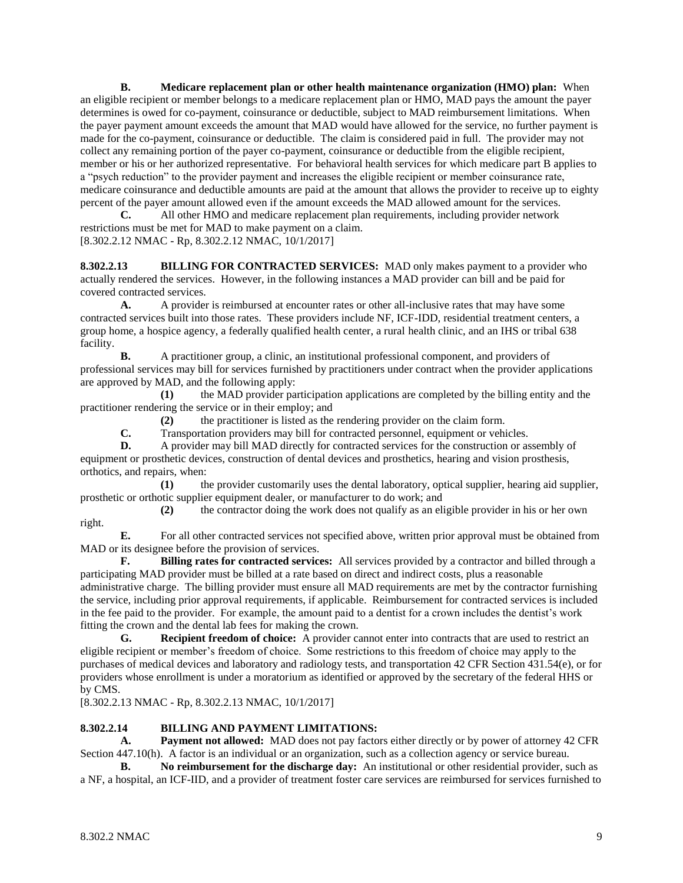**B. Medicare replacement plan or other health maintenance organization (HMO) plan:** When an eligible recipient or member belongs to a medicare replacement plan or HMO, MAD pays the amount the payer determines is owed for co-payment, coinsurance or deductible, subject to MAD reimbursement limitations. When the payer payment amount exceeds the amount that MAD would have allowed for the service, no further payment is made for the co-payment, coinsurance or deductible. The claim is considered paid in full. The provider may not collect any remaining portion of the payer co-payment, coinsurance or deductible from the eligible recipient, member or his or her authorized representative. For behavioral health services for which medicare part B applies to a "psych reduction" to the provider payment and increases the eligible recipient or member coinsurance rate, medicare coinsurance and deductible amounts are paid at the amount that allows the provider to receive up to eighty percent of the payer amount allowed even if the amount exceeds the MAD allowed amount for the services.

**C.** All other HMO and medicare replacement plan requirements, including provider network restrictions must be met for MAD to make payment on a claim.

[8.302.2.12 NMAC - Rp, 8.302.2.12 NMAC, 10/1/2017]

**8.302.2.13 BILLING FOR CONTRACTED SERVICES:** MAD only makes payment to a provider who actually rendered the services. However, in the following instances a MAD provider can bill and be paid for covered contracted services.

**A.** A provider is reimbursed at encounter rates or other all-inclusive rates that may have some contracted services built into those rates. These providers include NF, ICF-IDD, residential treatment centers, a group home, a hospice agency, a federally qualified health center, a rural health clinic, and an IHS or tribal 638 facility.

**B.** A practitioner group, a clinic, an institutional professional component, and providers of professional services may bill for services furnished by practitioners under contract when the provider applications are approved by MAD, and the following apply:

**(1)** the MAD provider participation applications are completed by the billing entity and the practitioner rendering the service or in their employ; and

**(2)** the practitioner is listed as the rendering provider on the claim form.

**C.** Transportation providers may bill for contracted personnel, equipment or vehicles.

**D.** A provider may bill MAD directly for contracted services for the construction or assembly of equipment or prosthetic devices, construction of dental devices and prosthetics, hearing and vision prosthesis, orthotics, and repairs, when:

**(1)** the provider customarily uses the dental laboratory, optical supplier, hearing aid supplier, prosthetic or orthotic supplier equipment dealer, or manufacturer to do work; and

**(2)** the contractor doing the work does not qualify as an eligible provider in his or her own right.

**E.** For all other contracted services not specified above, written prior approval must be obtained from MAD or its designee before the provision of services.

**F. Billing rates for contracted services:** All services provided by a contractor and billed through a participating MAD provider must be billed at a rate based on direct and indirect costs, plus a reasonable administrative charge. The billing provider must ensure all MAD requirements are met by the contractor furnishing the service, including prior approval requirements, if applicable. Reimbursement for contracted services is included in the fee paid to the provider. For example, the amount paid to a dentist for a crown includes the dentist's work fitting the crown and the dental lab fees for making the crown.

**G. Recipient freedom of choice:** A provider cannot enter into contracts that are used to restrict an eligible recipient or member's freedom of choice. Some restrictions to this freedom of choice may apply to the purchases of medical devices and laboratory and radiology tests, and transportation 42 CFR Section 431.54(e), or for providers whose enrollment is under a moratorium as identified or approved by the secretary of the federal HHS or by CMS.

[8.302.2.13 NMAC - Rp, 8.302.2.13 NMAC, 10/1/2017]

**8.302.2.14 BILLING AND PAYMENT LIMITATIONS:**

**A. Payment not allowed:** MAD does not pay factors either directly or by power of attorney 42 CFR Section 447.10(h). A factor is an individual or an organization, such as a collection agency or service bureau.

**B. No reimbursement for the discharge day:** An institutional or other residential provider, such as a NF, a hospital, an ICF-IID, and a provider of treatment foster care services are reimbursed for services furnished to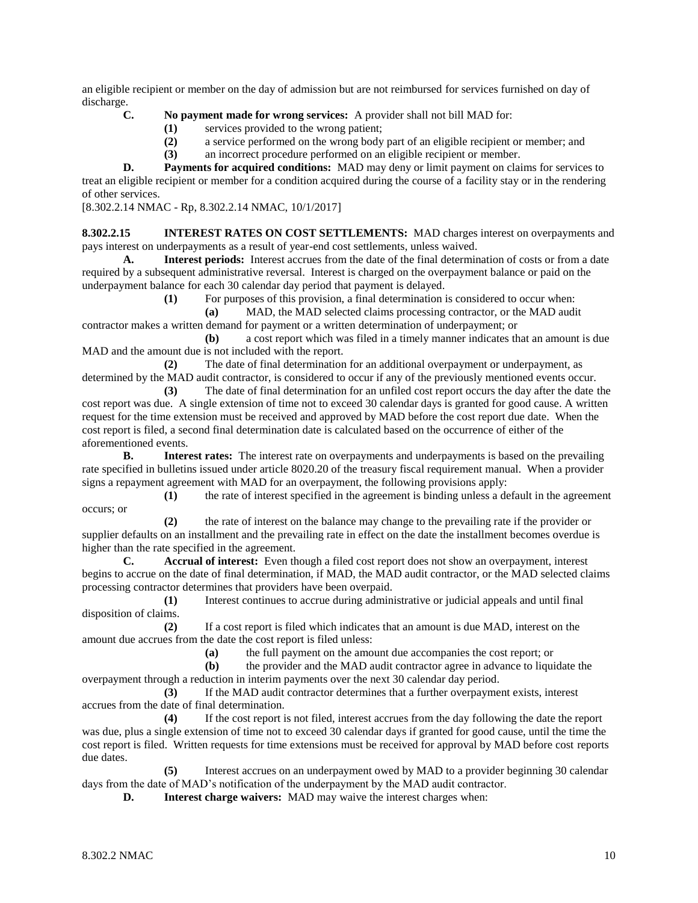an eligible recipient or member on the day of admission but are not reimbursed for services furnished on day of discharge.

**C. No payment made for wrong services:** A provider shall not bill MAD for:

**(1)** services provided to the wrong patient;

**(2)** a service performed on the wrong body part of an eligible recipient or member; and

**(3)** an incorrect procedure performed on an eligible recipient or member.

**D. Payments for acquired conditions:** MAD may deny or limit payment on claims for services to treat an eligible recipient or member for a condition acquired during the course of a facility stay or in the rendering of other services.

[8.302.2.14 NMAC - Rp, 8.302.2.14 NMAC, 10/1/2017]

**8.302.2.15 INTEREST RATES ON COST SETTLEMENTS:** MAD charges interest on overpayments and pays interest on underpayments as a result of year-end cost settlements, unless waived.

**A. Interest periods:** Interest accrues from the date of the final determination of costs or from a date required by a subsequent administrative reversal. Interest is charged on the overpayment balance or paid on the underpayment balance for each 30 calendar day period that payment is delayed.

**(1)** For purposes of this provision, a final determination is considered to occur when:

**(a)** MAD, the MAD selected claims processing contractor, or the MAD audit contractor makes a written demand for payment or a written determination of underpayment; or

**(b)** a cost report which was filed in a timely manner indicates that an amount is due MAD and the amount due is not included with the report.

**(2)** The date of final determination for an additional overpayment or underpayment, as determined by the MAD audit contractor, is considered to occur if any of the previously mentioned events occur.

**(3)** The date of final determination for an unfiled cost report occurs the day after the date the cost report was due. A single extension of time not to exceed 30 calendar days is granted for good cause. A written request for the time extension must be received and approved by MAD before the cost report due date. When the cost report is filed, a second final determination date is calculated based on the occurrence of either of the aforementioned events.

**B. Interest rates:** The interest rate on overpayments and underpayments is based on the prevailing rate specified in bulletins issued under article 8020.20 of the treasury fiscal requirement manual. When a provider signs a repayment agreement with MAD for an overpayment, the following provisions apply:

**(1)** the rate of interest specified in the agreement is binding unless a default in the agreement occurs; or

**(2)** the rate of interest on the balance may change to the prevailing rate if the provider or supplier defaults on an installment and the prevailing rate in effect on the date the installment becomes overdue is higher than the rate specified in the agreement.

**C. Accrual of interest:** Even though a filed cost report does not show an overpayment, interest begins to accrue on the date of final determination, if MAD, the MAD audit contractor, or the MAD selected claims processing contractor determines that providers have been overpaid.

**(1)** Interest continues to accrue during administrative or judicial appeals and until final disposition of claims.

**(2)** If a cost report is filed which indicates that an amount is due MAD, interest on the amount due accrues from the date the cost report is filed unless:

**(a)** the full payment on the amount due accompanies the cost report; or

**(b)** the provider and the MAD audit contractor agree in advance to liquidate the overpayment through a reduction in interim payments over the next 30 calendar day period.

**(3)** If the MAD audit contractor determines that a further overpayment exists, interest accrues from the date of final determination.

**(4)** If the cost report is not filed, interest accrues from the day following the date the report was due, plus a single extension of time not to exceed 30 calendar days if granted for good cause, until the time the cost report is filed. Written requests for time extensions must be received for approval by MAD before cost reports due dates.

**(5)** Interest accrues on an underpayment owed by MAD to a provider beginning 30 calendar days from the date of MAD's notification of the underpayment by the MAD audit contractor.

**D. Interest charge waivers:** MAD may waive the interest charges when: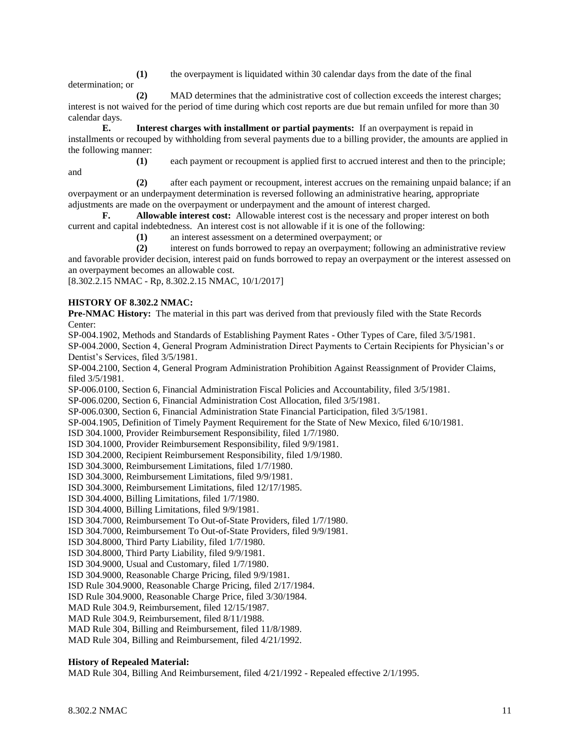**(1)** the overpayment is liquidated within 30 calendar days from the date of the final determination; or

**(2)** MAD determines that the administrative cost of collection exceeds the interest charges; interest is not waived for the period of time during which cost reports are due but remain unfiled for more than 30 calendar days.

**E. Interest charges with installment or partial payments:** If an overpayment is repaid in installments or recouped by withholding from several payments due to a billing provider, the amounts are applied in the following manner:

**(1)** each payment or recoupment is applied first to accrued interest and then to the principle; and

**(2)** after each payment or recoupment, interest accrues on the remaining unpaid balance; if an overpayment or an underpayment determination is reversed following an administrative hearing, appropriate adjustments are made on the overpayment or underpayment and the amount of interest charged.

**F. Allowable interest cost:** Allowable interest cost is the necessary and proper interest on both current and capital indebtedness. An interest cost is not allowable if it is one of the following:

**(1)** an interest assessment on a determined overpayment; or

**(2)** interest on funds borrowed to repay an overpayment; following an administrative review and favorable provider decision, interest paid on funds borrowed to repay an overpayment or the interest assessed on an overpayment becomes an allowable cost.

[8.302.2.15 NMAC - Rp, 8.302.2.15 NMAC, 10/1/2017]

**HISTORY OF 8.302.2 NMAC:**

**Pre-NMAC History:** The material in this part was derived from that previously filed with the State Records Center:

SP-004.1902, Methods and Standards of Establishing Payment Rates - Other Types of Care, filed 3/5/1981.
SP-004.2000, Section 4, General Program Administration Direct Payments to Certain Recipients for Physician's or Dentist's Services, filed 3/5/1981.
SP-004.2100, Section 4, General Program Administration Prohibition Against Reassignment of Provider Claims, filed 3/5/1981.
SP-006.0100, Section 6, Financial Administration Fiscal Policies and Accountability, filed 3/5/1981.
SP-006.0200, Section 6, Financial Administration Cost Allocation, filed 3/5/1981.
SP-006.0300, Section 6, Financial Administration State Financial Participation, filed 3/5/1981.
SP-004.1905, Definition of Timely Payment Requirement for the State of New Mexico, filed 6/10/1981.
ISD 304.1000, Provider Reimbursement Responsibility, filed 1/7/1980.
ISD 304.1000, Provider Reimbursement Responsibility, filed 9/9/1981.
ISD 304.2000, Recipient Reimbursement Responsibility, filed 1/9/1980.
ISD 304.3000, Reimbursement Limitations, filed 1/7/1980.
ISD 304.3000, Reimbursement Limitations, filed 9/9/1981.
ISD 304.3000, Reimbursement Limitations, filed 12/17/1985.
ISD 304.4000, Billing Limitations, filed 1/7/1980.
ISD 304.4000, Billing Limitations, filed 9/9/1981.
ISD 304.7000, Reimbursement To Out-of-State Providers, filed 1/7/1980.
ISD 304.7000, Reimbursement To Out-of-State Providers, filed 9/9/1981.
ISD 304.8000, Third Party Liability, filed 1/7/1980.
ISD 304.8000, Third Party Liability, filed 9/9/1981.
ISD 304.9000, Usual and Customary, filed 1/7/1980.
ISD 304.9000, Reasonable Charge Pricing, filed 9/9/1981.
ISD Rule 304.9000, Reasonable Charge Pricing, filed 2/17/1984.
ISD Rule 304.9000, Reasonable Charge Price, filed 3/30/1984.
MAD Rule 304.9, Reimbursement, filed 12/15/1987.
MAD Rule 304.9, Reimbursement, filed 8/11/1988.
MAD Rule 304, Billing and Reimbursement, filed 11/8/1989.
MAD Rule 304, Billing and Reimbursement, filed 4/21/1992.

**History of Repealed Material:**

MAD Rule 304, Billing And Reimbursement, filed 4/21/1992 - Repealed effective 2/1/1995.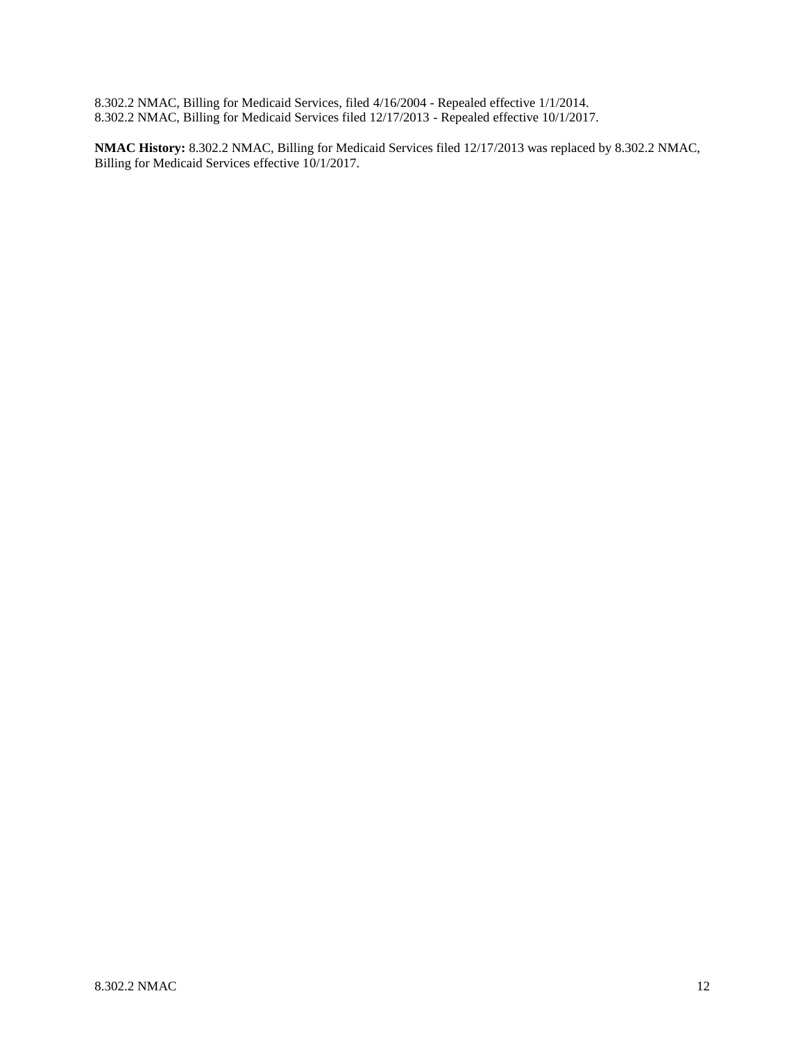8.302.2 NMAC, Billing for Medicaid Services, filed 4/16/2004 - Repealed effective 1/1/2014.
8.302.2 NMAC, Billing for Medicaid Services filed 12/17/2013 - Repealed effective 10/1/2017.

**NMAC History:** 8.302.2 NMAC, Billing for Medicaid Services filed 12/17/2013 was replaced by 8.302.2 NMAC, Billing for Medicaid Services effective 10/1/2017.